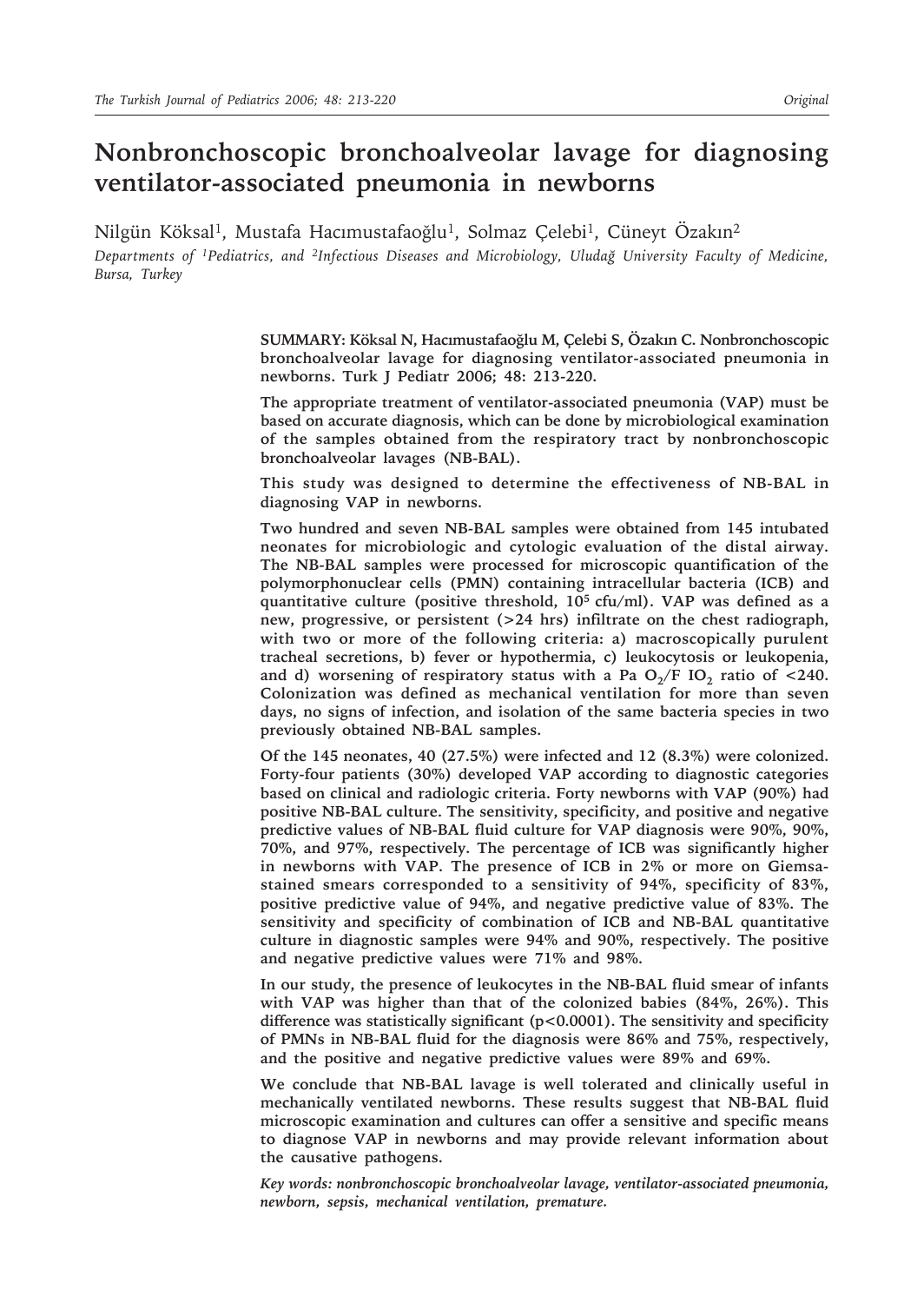# Nonbronchoscopic bronchoalveolar lavage for diagnosing ventilator-associated pneumonia in newborns

Nilgün Köksal[1], Mustafa Hacımustafaoğlu[1], Solmaz Çelebi[1], Cüneyt Özakın[2]

*Departments of [1]Pediatrics, and [2]Infectious Diseases and Microbiology, Uludağ University Faculty of Medicine, Bursa, Turkey*

**SUMMARY: Köksal N, Hacımustafaoğlu M, Çelebi S, Özakın C. Nonbronchoscopic bronchoalveolar lavage for diagnosing ventilator-associated pneumonia in newborns. Turk J Pediatr 2006; 48: 213-220.**

**The appropriate treatment of ventilator-associated pneumonia (VAP) must be based on accurate diagnosis, which can be done by microbiological examination of the samples obtained from the respiratory tract by nonbronchoscopic bronchoalveolar lavages (NB-BAL).**

**This study was designed to determine the effectiveness of NB-BAL in diagnosing VAP in newborns.**

**Two hundred and seven NB-BAL samples were obtained from 145 intubated neonates for microbiologic and cytologic evaluation of the distal airway. The NB-BAL samples were processed for microscopic quantification of the polymorphonuclear cells (PMN) containing intracellular bacteria (ICB) and quantitative culture (positive threshold, $10^5$ cfu/ml). VAP was defined as a new, progressive, or persistent (>24 hrs) infiltrate on the chest radiograph, with two or more of the following criteria: a) macroscopically purulent tracheal secretions, b) fever or hypothermia, c) leukocytosis or leukopenia, and d) worsening of respiratory status with a $PaO_2/FIO_2$ ratio of <240. Colonization was defined as mechanical ventilation for more than seven days, no signs of infection, and isolation of the same bacteria species in two previously obtained NB-BAL samples.**

**Of the 145 neonates, 40 (27.5%) were infected and 12 (8.3%) were colonized. Forty-four patients (30%) developed VAP according to diagnostic categories based on clinical and radiologic criteria. Forty newborns with VAP (90%) had positive NB-BAL culture. The sensitivity, specificity, and positive and negative predictive values of NB-BAL fluid culture for VAP diagnosis were 90%, 90%, 70%, and 97%, respectively. The percentage of ICB was significantly higher in newborns with VAP. The presence of ICB in 2% or more on Giemsa-stained smears corresponded to a sensitivity of 94%, specificity of 83%, positive predictive value of 94%, and negative predictive value of 83%. The sensitivity and specificity of combination of ICB and NB-BAL quantitative culture in diagnostic samples were 94% and 90%, respectively. The positive and negative predictive values were 71% and 98%.**

**In our study, the presence of leukocytes in the NB-BAL fluid smear of infants with VAP was higher than that of the colonized babies (84%, 26%). This difference was statistically significant ($p<0.0001$). The sensitivity and specificity of PMNs in NB-BAL fluid for the diagnosis were 86% and 75%, respectively, and the positive and negative predictive values were 89% and 69%.**

**We conclude that NB-BAL lavage is well tolerated and clinically useful in mechanically ventilated newborns. These results suggest that NB-BAL fluid microscopic examination and cultures can offer a sensitive and specific means to diagnose VAP in newborns and may provide relevant information about the causative pathogens.**

***Key words: nonbronchoscopic bronchoalveolar lavage, ventilator-associated pneumonia, newborn, sepsis, mechanical ventilation, premature.***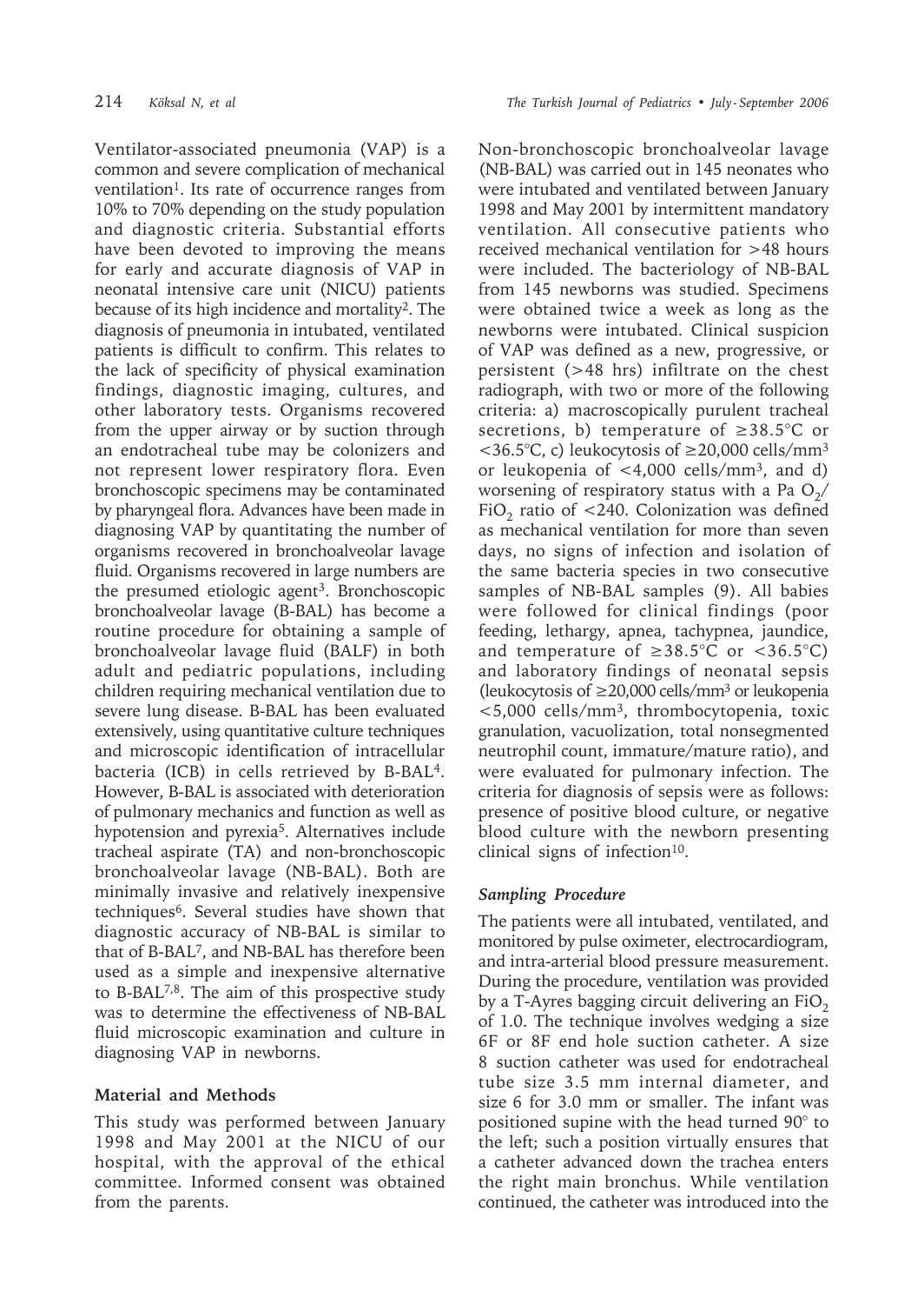Ventilator-associated pneumonia (VAP) is a common and severe complication of mechanical ventilation[1]. Its rate of occurrence ranges from 10% to 70% depending on the study population and diagnostic criteria. Substantial efforts have been devoted to improving the means for early and accurate diagnosis of VAP in neonatal intensive care unit (NICU) patients because of its high incidence and mortality[2]. The diagnosis of pneumonia in intubated, ventilated patients is difficult to confirm. This relates to the lack of specificity of physical examination findings, diagnostic imaging, cultures, and other laboratory tests. Organisms recovered from the upper airway or by suction through an endotracheal tube may be colonizers and not represent lower respiratory flora. Even bronchoscopic specimens may be contaminated by pharyngeal flora. Advances have been made in diagnosing VAP by quantitating the number of organisms recovered in bronchoalveolar lavage fluid. Organisms recovered in large numbers are the presumed etiologic agent[3]. Bronchoscopic bronchoalveolar lavage (B-BAL) has become a routine procedure for obtaining a sample of bronchoalveolar lavage fluid (BALF) in both adult and pediatric populations, including children requiring mechanical ventilation due to severe lung disease. B-BAL has been evaluated extensively, using quantitative culture techniques and microscopic identification of intracellular bacteria (ICB) in cells retrieved by B-BAL[4]. However, B-BAL is associated with deterioration of pulmonary mechanics and function as well as hypotension and pyrexia[5]. Alternatives include tracheal aspirate (TA) and non-bronchoscopic bronchoalveolar lavage (NB-BAL). Both are minimally invasive and relatively inexpensive techniques[6]. Several studies have shown that diagnostic accuracy of NB-BAL is similar to that of B-BAL[7], and NB-BAL has therefore been used as a simple and inexpensive alternative to B-BAL[7,8]. The aim of this prospective study was to determine the effectiveness of NB-BAL fluid microscopic examination and culture in diagnosing VAP in newborns.

## Material and Methods

This study was performed between January 1998 and May 2001 at the NICU of our hospital, with the approval of the ethical committee. Informed consent was obtained from the parents.

Non-bronchoscopic bronchoalveolar lavage (NB-BAL) was carried out in 145 neonates who were intubated and ventilated between January 1998 and May 2001 by intermittent mandatory ventilation. All consecutive patients who received mechanical ventilation for >48 hours were included. The bacteriology of NB-BAL from 145 newborns was studied. Specimens were obtained twice a week as long as the newborns were intubated. Clinical suspicion of VAP was defined as a new, progressive, or persistent (>48 hrs) infiltrate on the chest radiograph, with two or more of the following criteria: a) macroscopically purulent tracheal secretions, b) temperature of ≥38.5°C or <36.5°C, c) leukocytosis of ≥20,000 cells/mm$^3$ or leukopenia of <4,000 cells/mm$^3$, and d) worsening of respiratory status with a Pa $O_2$/ $FiO_2$ ratio of <240. Colonization was defined as mechanical ventilation for more than seven days, no signs of infection and isolation of the same bacteria species in two consecutive samples of NB-BAL samples (9). All babies were followed for clinical findings (poor feeding, lethargy, apnea, tachypnea, jaundice, and temperature of ≥38.5°C or <36.5°C) and laboratory findings of neonatal sepsis (leukocytosis of ≥20,000 cells/mm$^3$ or leukopenia <5,000 cells/mm$^3$, thrombocytopenia, toxic granulation, vacuolization, total nonsegmented neutrophil count, immature/mature ratio), and were evaluated for pulmonary infection. The criteria for diagnosis of sepsis were as follows: presence of positive blood culture, or negative blood culture with the newborn presenting clinical signs of infection[10].

### *Sampling Procedure*

The patients were all intubated, ventilated, and monitored by pulse oximeter, electrocardiogram, and intra-arterial blood pressure measurement. During the procedure, ventilation was provided by a T-Ayres bagging circuit delivering an $FiO_2$ of 1.0. The technique involves wedging a size 6F or 8F end hole suction catheter. A size 8 suction catheter was used for endotracheal tube size 3.5 mm internal diameter, and size 6 for 3.0 mm or smaller. The infant was positioned supine with the head turned 90° to the left; such a position virtually ensures that a catheter advanced down the trachea enters the right main bronchus. While ventilation continued, the catheter was introduced into the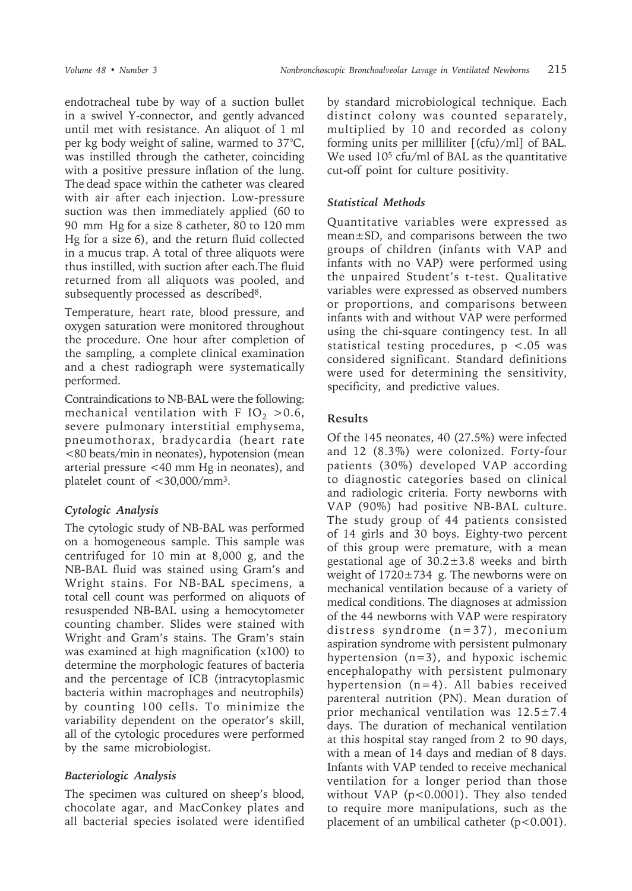endotracheal tube by way of a suction bullet in a swivel Y-connector, and gently advanced until met with resistance. An aliquot of 1 ml per kg body weight of saline, warmed to 37°C, was instilled through the catheter, coinciding with a positive pressure inflation of the lung. The dead space within the catheter was cleared with air after each injection. Low-pressure suction was then immediately applied (60 to 90 mm Hg for a size 8 catheter, 80 to 120 mm Hg for a size 6), and the return fluid collected in a mucus trap. A total of three aliquots were thus instilled, with suction after each.The fluid returned from all aliquots was pooled, and subsequently processed as described[8].

Temperature, heart rate, blood pressure, and oxygen saturation were monitored throughout the procedure. One hour after completion of the sampling, a complete clinical examination and a chest radiograph were systematically performed.

Contraindications to NB-BAL were the following: mechanical ventilation with $F\ IO_2 > 0.6$, severe pulmonary interstitial emphysema, pneumothorax, bradycardia (heart rate <80 beats/min in neonates), hypotension (mean arterial pressure <40 mm Hg in neonates), and platelet count of $<30{,}000/mm^3$.

### *Cytologic Analysis*

The cytologic study of NB-BAL was performed on a homogeneous sample. This sample was centrifuged for 10 min at 8,000 g, and the NB-BAL fluid was stained using Gram's and Wright stains. For NB-BAL specimens, a total cell count was performed on aliquots of resuspended NB-BAL using a hemocytometer counting chamber. Slides were stained with Wright and Gram's stains. The Gram's stain was examined at high magnification (x100) to determine the morphologic features of bacteria and the percentage of ICB (intracytoplasmic bacteria within macrophages and neutrophils) by counting 100 cells. To minimize the variability dependent on the operator's skill, all of the cytologic procedures were performed by the same microbiologist.

### *Bacteriologic Analysis*

The specimen was cultured on sheep's blood, chocolate agar, and MacConkey plates and all bacterial species isolated were identified by standard microbiological technique. Each distinct colony was counted separately, multiplied by 10 and recorded as colony forming units per milliliter [(cfu)/ml] of BAL. We used $10^5$ cfu/ml of BAL as the quantitative cut-off point for culture positivity.

### *Statistical Methods*

Quantitative variables were expressed as mean±SD, and comparisons between the two groups of children (infants with VAP and infants with no VAP) were performed using the unpaired Student's t-test. Qualitative variables were expressed as observed numbers or proportions, and comparisons between infants with and without VAP were performed using the chi-square contingency test. In all statistical testing procedures, $p < .05$ was considered significant. Standard definitions were used for determining the sensitivity, specificity, and predictive values.

## Results

Of the 145 neonates, 40 (27.5%) were infected and 12 (8.3%) were colonized. Forty-four patients (30%) developed VAP according to diagnostic categories based on clinical and radiologic criteria. Forty newborns with VAP (90%) had positive NB-BAL culture. The study group of 44 patients consisted of 14 girls and 30 boys. Eighty-two percent of this group were premature, with a mean gestational age of 30.2±3.8 weeks and birth weight of 1720±734 g. The newborns were on mechanical ventilation because of a variety of medical conditions. The diagnoses at admission of the 44 newborns with VAP were respiratory distress syndrome (n=37), meconium aspiration syndrome with persistent pulmonary hypertension (n=3), and hypoxic ischemic encephalopathy with persistent pulmonary hypertension (n=4). All babies received parenteral nutrition (PN). Mean duration of prior mechanical ventilation was 12.5±7.4 days. The duration of mechanical ventilation at this hospital stay ranged from 2 to 90 days, with a mean of 14 days and median of 8 days. Infants with VAP tended to receive mechanical ventilation for a longer period than those without VAP ($p<0.0001$). They also tended to require more manipulations, such as the placement of an umbilical catheter ($p<0.001$).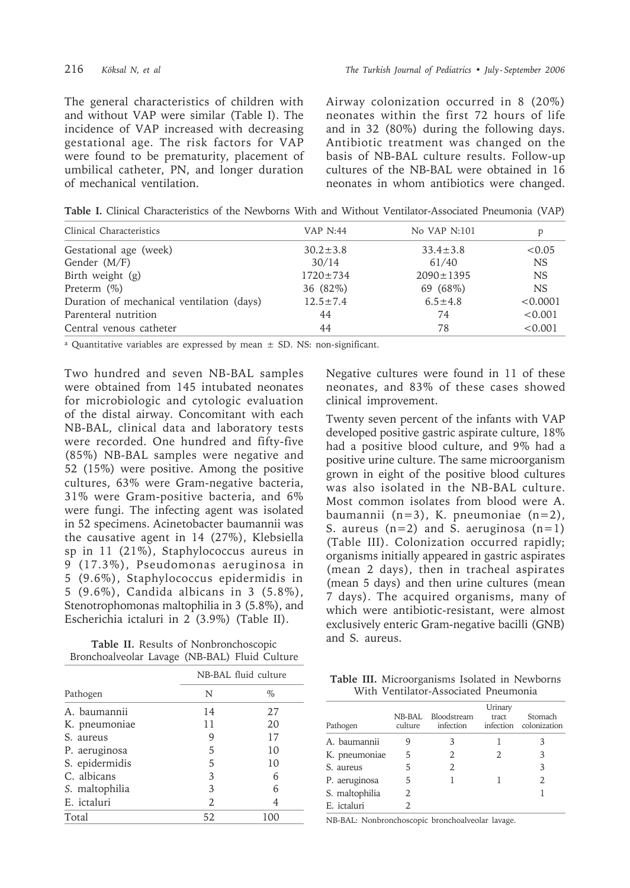The general characteristics of children with and without VAP were similar (Table I). The incidence of VAP increased with decreasing gestational age. The risk factors for VAP were found to be prematurity, placement of umbilical catheter, PN, and longer duration of mechanical ventilation.

Airway colonization occurred in 8 (20%) neonates within the first 72 hours of life and in 32 (80%) during the following days. Antibiotic treatment was changed on the basis of NB-BAL culture results. Follow-up cultures of the NB-BAL were obtained in 16 neonates in whom antibiotics were changed.

**Table I.** Clinical Characteristics of the Newborns With and Without Ventilator-Associated Pneumonia (VAP)

| Clinical Characteristics | VAP N:44 | No VAP N:101 | p |
|---|---|---|---|
| Gestational age (week) | 30.2±3.8 | 33.4±3.8 | <0.05 |
| Gender (M/F) | 30/14 | 61/40 | NS |
| Birth weight (g) | 1720±734 | 2090±1395 | NS |
| Preterm (%) | 36 (82%) | 69 (68%) | NS |
| Duration of mechanical ventilation (days) | 12.5±7.4 | 6.5±4.8 | <0.0001 |
| Parenteral nutrition | 44 | 74 | <0.001 |
| Central venous catheter | 44 | 78 | <0.001 |

[a] Quantitative variables are expressed by mean ± SD. NS: non-significant.

Two hundred and seven NB-BAL samples were obtained from 145 intubated neonates for microbiologic and cytologic evaluation of the distal airway. Concomitant with each NB-BAL, clinical data and laboratory tests were recorded. One hundred and fifty-five (85%) NB-BAL samples were negative and 52 (15%) were positive. Among the positive cultures, 63% were Gram-negative bacteria, 31% were Gram-positive bacteria, and 6% were fungi. The infecting agent was isolated in 52 specimens. Acinetobacter baumannii was the causative agent in 14 (27%), Klebsiella sp in 11 (21%), Staphylococcus aureus in 9 (17.3%), Pseudomonas aeruginosa in 5 (9.6%), Staphylococcus epidermidis in 5 (9.6%), Candida albicans in 3 (5.8%), Stenotrophomonas maltophilia in 3 (5.8%), and Escherichia ictaluri in 2 (3.9%) (Table II).

**Table II.** Results of Nonbronchoscopic Bronchoalveolar Lavage (NB-BAL) Fluid Culture

| Pathogen | NB-BAL fluid culture | |
|---|---|---|
| | N | % |
| A. baumannii | 14 | 27 |
| K. pneumoniae | 11 | 20 |
| S. aureus | 9 | 17 |
| P. aeruginosa | 5 | 10 |
| S. epidermidis | 5 | 10 |
| C. albicans | 3 | 6 |
| S. maltophilia | 3 | 6 |
| E. ictaluri | 2 | 4 |
| Total | 52 | 100 |

Negative cultures were found in 11 of these neonates, and 83% of these cases showed clinical improvement.

Twenty seven percent of the infants with VAP developed positive gastric aspirate culture, 18% had a positive blood culture, and 9% had a positive urine culture. The same microorganism grown in eight of the positive blood cultures was also isolated in the NB-BAL culture. Most common isolates from blood were A. baumannii (n=3), K. pneumoniae (n=2), S. aureus (n=2) and S. aeruginosa (n=1) (Table III). Colonization occurred rapidly; organisms initially appeared in gastric aspirates (mean 2 days), then in tracheal aspirates (mean 5 days) and then urine cultures (mean 7 days). The acquired organisms, many of which were antibiotic-resistant, were almost exclusively enteric Gram-negative bacilli (GNB) and S. aureus.

**Table III.** Microorganisms Isolated in Newborns With Ventilator-Associated Pneumonia

| Pathogen | NB-BAL culture | Bloodstream infection | Urinary tract infection | Stomach colonization |
|---|---|---|---|---|
| A. baumannii | 9 | 3 | 1 | 3 |
| K. pneumoniae | 5 | 2 | 2 | 3 |
| S. aureus | 5 | 2 | | 3 |
| P. aeruginosa | 5 | 1 | 1 | 2 |
| S. maltophilia | 2 | | | 1 |
| E. ictaluri | 2 | | | |

NB-BAL: Nonbronchoscopic bronchoalveolar lavage.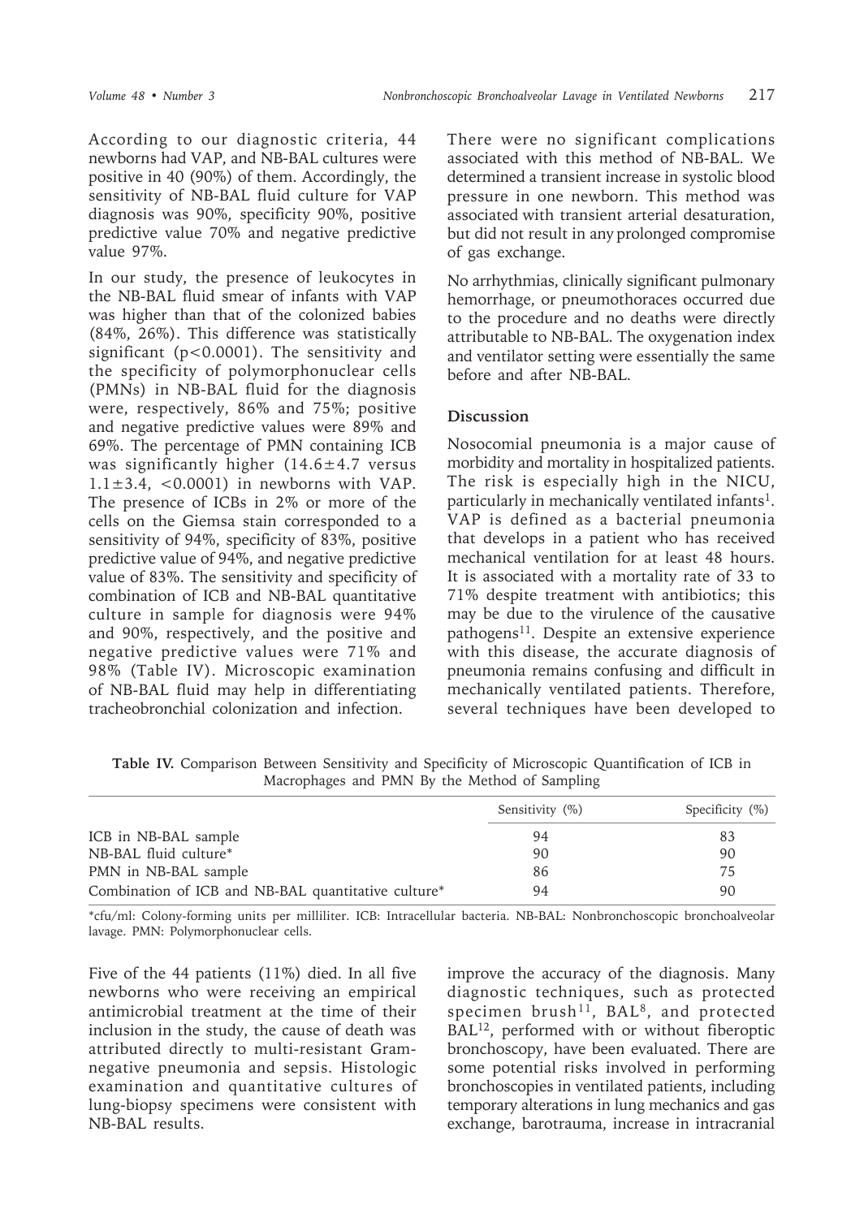According to our diagnostic criteria, 44 newborns had VAP, and NB-BAL cultures were positive in 40 (90%) of them. Accordingly, the sensitivity of NB-BAL fluid culture for VAP diagnosis was 90%, specificity 90%, positive predictive value 70% and negative predictive value 97%.

In our study, the presence of leukocytes in the NB-BAL fluid smear of infants with VAP was higher than that of the colonized babies (84%, 26%). This difference was statistically significant ($p<0.0001$). The sensitivity and the specificity of polymorphonuclear cells (PMNs) in NB-BAL fluid for the diagnosis were, respectively, 86% and 75%; positive and negative predictive values were 89% and 69%. The percentage of PMN containing ICB was significantly higher ($14.6\pm4.7$ versus $1.1\pm3.4$, $<0.0001$) in newborns with VAP. The presence of ICBs in 2% or more of the cells on the Giemsa stain corresponded to a sensitivity of 94%, specificity of 83%, positive predictive value of 94%, and negative predictive value of 83%. The sensitivity and specificity of combination of ICB and NB-BAL quantitative culture in sample for diagnosis were 94% and 90%, respectively, and the positive and negative predictive values were 71% and 98% (Table IV). Microscopic examination of NB-BAL fluid may help in differentiating tracheobronchial colonization and infection.

**Table IV.** Comparison Between Sensitivity and Specificity of Microscopic Quantification of ICB in Macrophages and PMN By the Method of Sampling

| | Sensitivity (%) | Specificity (%) |
|---|---|---|
| ICB in NB-BAL sample | 94 | 83 |
| NB-BAL fluid culture* | 90 | 90 |
| PMN in NB-BAL sample | 86 | 75 |
| Combination of ICB and NB-BAL quantitative culture* | 94 | 90 |

*cfu/ml: Colony-forming units per milliliter. ICB: Intracellular bacteria. NB-BAL: Nonbronchoscopic bronchoalveolar lavage. PMN: Polymorphonuclear cells.

Five of the 44 patients (11%) died. In all five newborns who were receiving an empirical antimicrobial treatment at the time of their inclusion in the study, the cause of death was attributed directly to multi-resistant Gram-negative pneumonia and sepsis. Histologic examination and quantitative cultures of lung-biopsy specimens were consistent with NB-BAL results.

There were no significant complications associated with this method of NB-BAL. We determined a transient increase in systolic blood pressure in one newborn. This method was associated with transient arterial desaturation, but did not result in any prolonged compromise of gas exchange.

No arrhythmias, clinically significant pulmonary hemorrhage, or pneumothoraces occurred due to the procedure and no deaths were directly attributable to NB-BAL. The oxygenation index and ventilator setting were essentially the same before and after NB-BAL.

## Discussion

Nosocomial pneumonia is a major cause of morbidity and mortality in hospitalized patients. The risk is especially high in the NICU, particularly in mechanically ventilated infants[1]. VAP is defined as a bacterial pneumonia that develops in a patient who has received mechanical ventilation for at least 48 hours. It is associated with a mortality rate of 33 to 71% despite treatment with antibiotics; this may be due to the virulence of the causative pathogens[11]. Despite an extensive experience with this disease, the accurate diagnosis of pneumonia remains confusing and difficult in mechanically ventilated patients. Therefore, several techniques have been developed to improve the accuracy of the diagnosis. Many diagnostic techniques, such as protected specimen brush[11], BAL[8], and protected BAL[12], performed with or without fiberoptic bronchoscopy, have been evaluated. There are some potential risks involved in performing bronchoscopies in ventilated patients, including temporary alterations in lung mechanics and gas exchange, barotrauma, increase in intracranial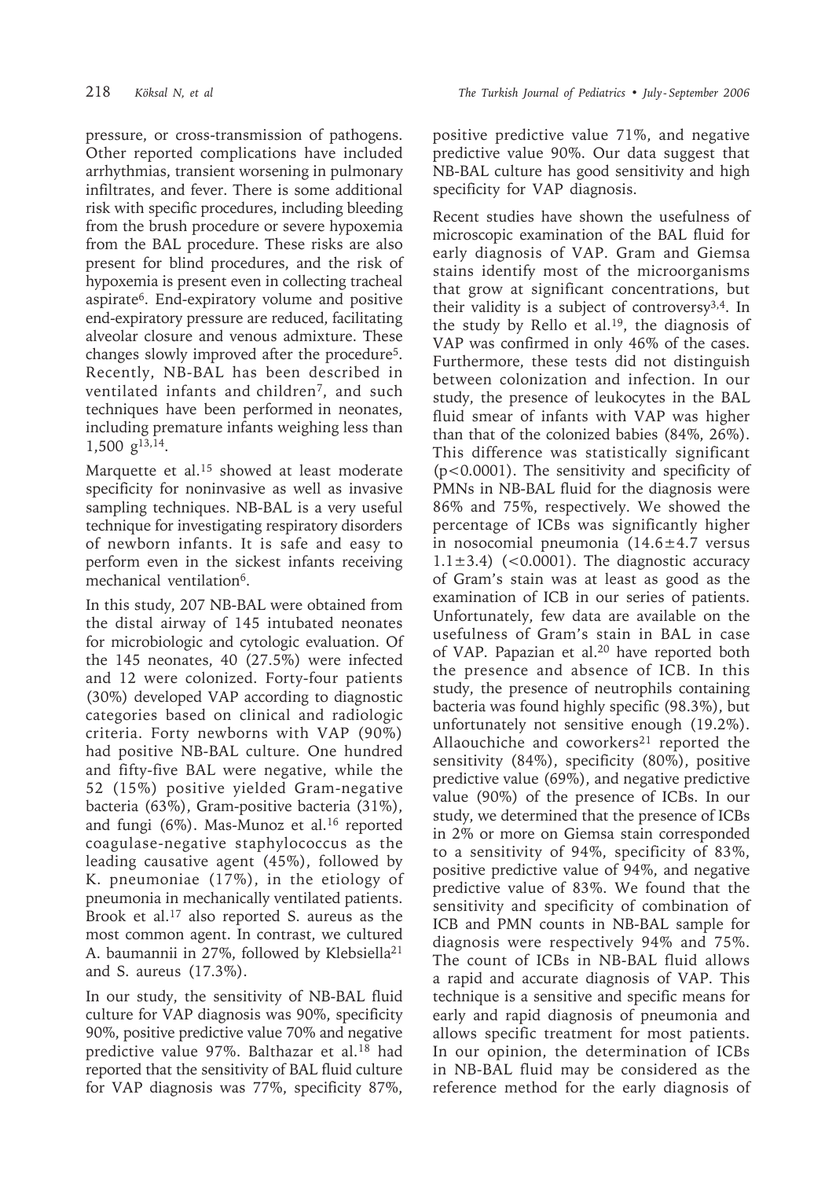pressure, or cross-transmission of pathogens. Other reported complications have included arrhythmias, transient worsening in pulmonary infiltrates, and fever. There is some additional risk with specific procedures, including bleeding from the brush procedure or severe hypoxemia from the BAL procedure. These risks are also present for blind procedures, and the risk of hypoxemia is present even in collecting tracheal aspirate[6]. End-expiratory volume and positive end-expiratory pressure are reduced, facilitating alveolar closure and venous admixture. These changes slowly improved after the procedure[5]. Recently, NB-BAL has been described in ventilated infants and children[7], and such techniques have been performed in neonates, including premature infants weighing less than 1,500 g[13,14].

Marquette et al.[15] showed at least moderate specificity for noninvasive as well as invasive sampling techniques. NB-BAL is a very useful technique for investigating respiratory disorders of newborn infants. It is safe and easy to perform even in the sickest infants receiving mechanical ventilation[6].

In this study, 207 NB-BAL were obtained from the distal airway of 145 intubated neonates for microbiologic and cytologic evaluation. Of the 145 neonates, 40 (27.5%) were infected and 12 were colonized. Forty-four patients (30%) developed VAP according to diagnostic categories based on clinical and radiologic criteria. Forty newborns with VAP (90%) had positive NB-BAL culture. One hundred and fifty-five BAL were negative, while the 52 (15%) positive yielded Gram-negative bacteria (63%), Gram-positive bacteria (31%), and fungi (6%). Mas-Munoz et al.[16] reported coagulase-negative staphylococcus as the leading causative agent (45%), followed by K. pneumoniae (17%), in the etiology of pneumonia in mechanically ventilated patients. Brook et al.[17] also reported S. aureus as the most common agent. In contrast, we cultured A. baumannii in 27%, followed by Klebsiella[21] and S. aureus (17.3%).

In our study, the sensitivity of NB-BAL fluid culture for VAP diagnosis was 90%, specificity 90%, positive predictive value 70% and negative predictive value 97%. Balthazar et al.[18] had reported that the sensitivity of BAL fluid culture for VAP diagnosis was 77%, specificity 87%, positive predictive value 71%, and negative predictive value 90%. Our data suggest that NB-BAL culture has good sensitivity and high specificity for VAP diagnosis.

Recent studies have shown the usefulness of microscopic examination of the BAL fluid for early diagnosis of VAP. Gram and Giemsa stains identify most of the microorganisms that grow at significant concentrations, but their validity is a subject of controversy[3,4]. In the study by Rello et al.[19], the diagnosis of VAP was confirmed in only 46% of the cases. Furthermore, these tests did not distinguish between colonization and infection. In our study, the presence of leukocytes in the BAL fluid smear of infants with VAP was higher than that of the colonized babies (84%, 26%). This difference was statistically significant ($p<0.0001$). The sensitivity and specificity of PMNs in NB-BAL fluid for the diagnosis were 86% and 75%, respectively. We showed the percentage of ICBs was significantly higher in nosocomial pneumonia ($14.6\pm4.7$ versus $1.1\pm3.4$) ($<0.0001$). The diagnostic accuracy of Gram's stain was at least as good as the examination of ICB in our series of patients. Unfortunately, few data are available on the usefulness of Gram's stain in BAL in case of VAP. Papazian et al.[20] have reported both the presence and absence of ICB. In this study, the presence of neutrophils containing bacteria was found highly specific (98.3%), but unfortunately not sensitive enough (19.2%). Allaouchiche and coworkers[21] reported the sensitivity (84%), specificity (80%), positive predictive value (69%), and negative predictive value (90%) of the presence of ICBs. In our study, we determined that the presence of ICBs in 2% or more on Giemsa stain corresponded to a sensitivity of 94%, specificity of 83%, positive predictive value of 94%, and negative predictive value of 83%. We found that the sensitivity and specificity of combination of ICB and PMN counts in NB-BAL sample for diagnosis were respectively 94% and 75%. The count of ICBs in NB-BAL fluid allows a rapid and accurate diagnosis of VAP. This technique is a sensitive and specific means for early and rapid diagnosis of pneumonia and allows specific treatment for most patients. In our opinion, the determination of ICBs in NB-BAL fluid may be considered as the reference method for the early diagnosis of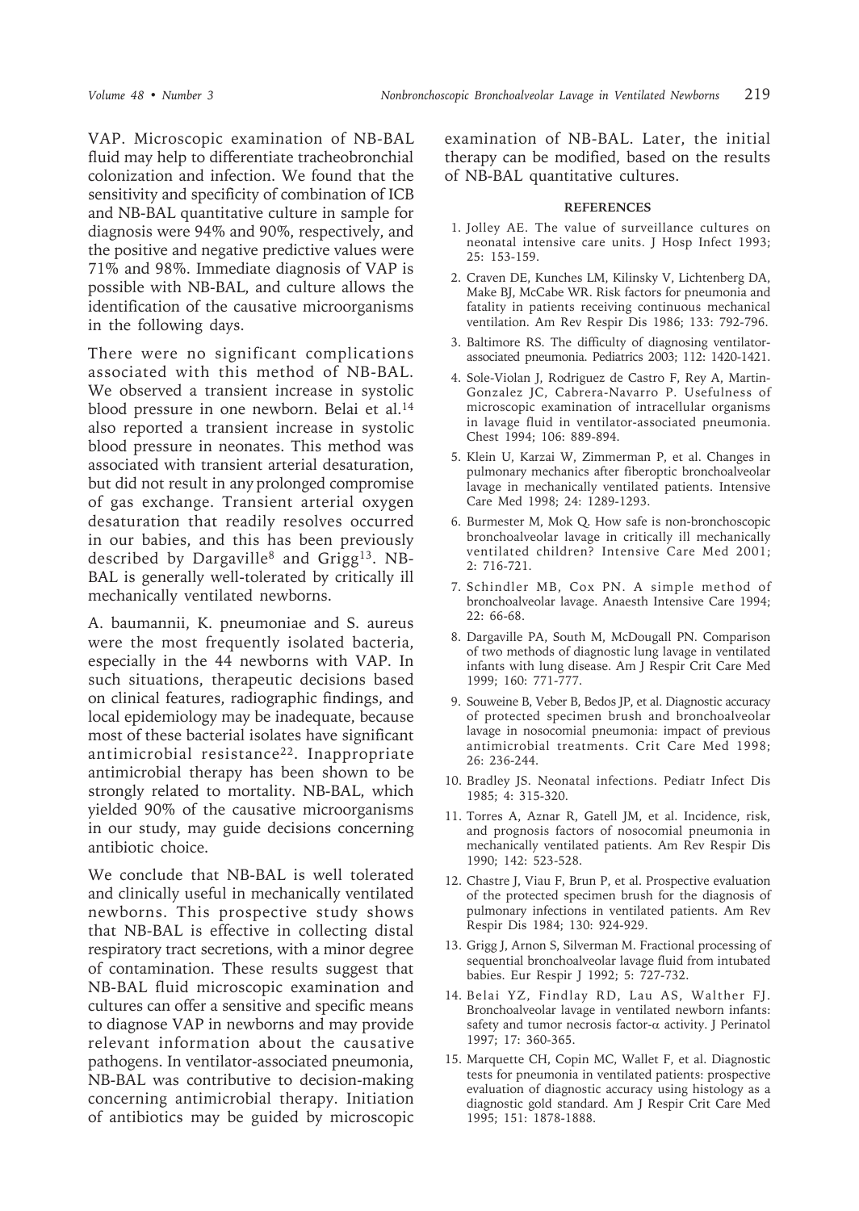VAP. Microscopic examination of NB-BAL fluid may help to differentiate tracheobronchial colonization and infection. We found that the sensitivity and specificity of combination of ICB and NB-BAL quantitative culture in sample for diagnosis were 94% and 90%, respectively, and the positive and negative predictive values were 71% and 98%. Immediate diagnosis of VAP is possible with NB-BAL, and culture allows the identification of the causative microorganisms in the following days.

There were no significant complications associated with this method of NB-BAL. We observed a transient increase in systolic blood pressure in one newborn. Belai et al.[14] also reported a transient increase in systolic blood pressure in neonates. This method was associated with transient arterial desaturation, but did not result in any prolonged compromise of gas exchange. Transient arterial oxygen desaturation that readily resolves occurred in our babies, and this has been previously described by Dargaville[8] and Grigg[13]. NB-BAL is generally well-tolerated by critically ill mechanically ventilated newborns.

A. baumannii, K. pneumoniae and S. aureus were the most frequently isolated bacteria, especially in the 44 newborns with VAP. In such situations, therapeutic decisions based on clinical features, radiographic findings, and local epidemiology may be inadequate, because most of these bacterial isolates have significant antimicrobial resistance[22]. Inappropriate antimicrobial therapy has been shown to be strongly related to mortality. NB-BAL, which yielded 90% of the causative microorganisms in our study, may guide decisions concerning antibiotic choice.

We conclude that NB-BAL is well tolerated and clinically useful in mechanically ventilated newborns. This prospective study shows that NB-BAL is effective in collecting distal respiratory tract secretions, with a minor degree of contamination. These results suggest that NB-BAL fluid microscopic examination and cultures can offer a sensitive and specific means to diagnose VAP in newborns and may provide relevant information about the causative pathogens. In ventilator-associated pneumonia, NB-BAL was contributive to decision-making concerning antimicrobial therapy. Initiation of antibiotics may be guided by microscopic examination of NB-BAL. Later, the initial therapy can be modified, based on the results of NB-BAL quantitative cultures.

## REFERENCES

1. Jolley AE. The value of surveillance cultures on neonatal intensive care units. J Hosp Infect 1993; 25: 153-159.
2. Craven DE, Kunches LM, Kilinsky V, Lichtenberg DA, Make BJ, McCabe WR. Risk factors for pneumonia and fatality in patients receiving continuous mechanical ventilation. Am Rev Respir Dis 1986; 133: 792-796.
3. Baltimore RS. The difficulty of diagnosing ventilator-associated pneumonia. Pediatrics 2003; 112: 1420-1421.
4. Sole-Violan J, Rodriguez de Castro F, Rey A, Martin-Gonzalez JC, Cabrera-Navarro P. Usefulness of microscopic examination of intracellular organisms in lavage fluid in ventilator-associated pneumonia. Chest 1994; 106: 889-894.
5. Klein U, Karzai W, Zimmerman P, et al. Changes in pulmonary mechanics after fiberoptic bronchoalveolar lavage in mechanically ventilated patients. Intensive Care Med 1998; 24: 1289-1293.
6. Burmester M, Mok Q. How safe is non-bronchoscopic bronchoalveolar lavage in critically ill mechanically ventilated children? Intensive Care Med 2001; 2: 716-721.
7. Schindler MB, Cox PN. A simple method of bronchoalveolar lavage. Anaesth Intensive Care 1994; 22: 66-68.
8. Dargaville PA, South M, McDougall PN. Comparison of two methods of diagnostic lung lavage in ventilated infants with lung disease. Am J Respir Crit Care Med 1999; 160: 771-777.
9. Souweine B, Veber B, Bedos JP, et al. Diagnostic accuracy of protected specimen brush and bronchoalveolar lavage in nosocomial pneumonia: impact of previous antimicrobial treatments. Crit Care Med 1998; 26: 236-244.
10. Bradley JS. Neonatal infections. Pediatr Infect Dis 1985; 4: 315-320.
11. Torres A, Aznar R, Gatell JM, et al. Incidence, risk, and prognosis factors of nosocomial pneumonia in mechanically ventilated patients. Am Rev Respir Dis 1990; 142: 523-528.
12. Chastre J, Viau F, Brun P, et al. Prospective evaluation of the protected specimen brush for the diagnosis of pulmonary infections in ventilated patients. Am Rev Respir Dis 1984; 130: 924-929.
13. Grigg J, Arnon S, Silverman M. Fractional processing of sequential bronchoalveolar lavage fluid from intubated babies. Eur Respir J 1992; 5: 727-732.
14. Belai YZ, Findlay RD, Lau AS, Walther FJ. Bronchoalveolar lavage in ventilated newborn infants: safety and tumor necrosis factor-$\alpha$ activity. J Perinatol 1997; 17: 360-365.
15. Marquette CH, Copin MC, Wallet F, et al. Diagnostic tests for pneumonia in ventilated patients: prospective evaluation of diagnostic accuracy using histology as a diagnostic gold standard. Am J Respir Crit Care Med 1995; 151: 1878-1888.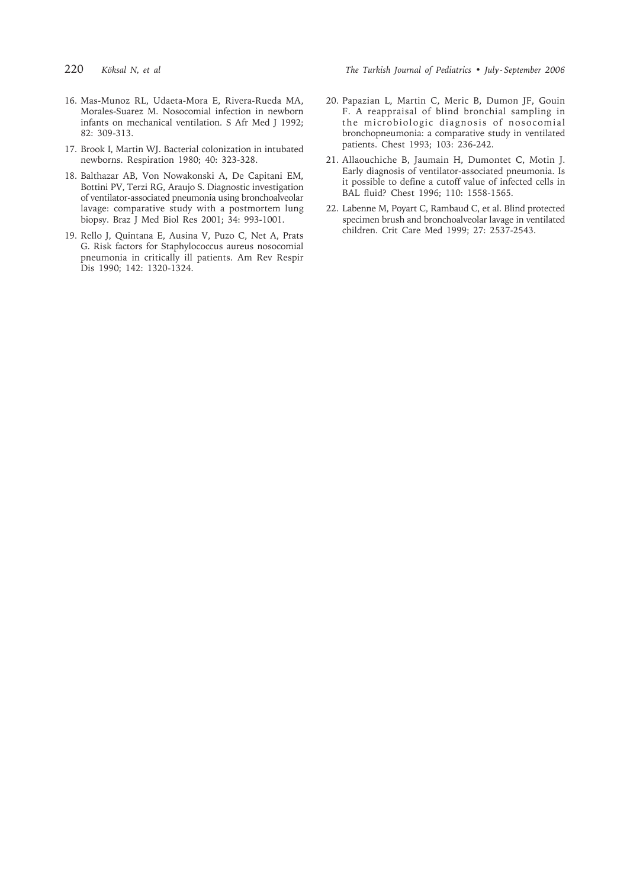16. Mas-Munoz RL, Udaeta-Mora E, Rivera-Rueda MA, Morales-Suarez M. Nosocomial infection in newborn infants on mechanical ventilation. S Afr Med J 1992; 82: 309-313.
17. Brook I, Martin WJ. Bacterial colonization in intubated newborns. Respiration 1980; 40: 323-328.
18. Balthazar AB, Von Nowakonski A, De Capitani EM, Bottini PV, Terzi RG, Araujo S. Diagnostic investigation of ventilator-associated pneumonia using bronchoalveolar lavage: comparative study with a postmortem lung biopsy. Braz J Med Biol Res 2001; 34: 993-1001.
19. Rello J, Quintana E, Ausina V, Puzo C, Net A, Prats G. Risk factors for Staphylococcus aureus nosocomial pneumonia in critically ill patients. Am Rev Respir Dis 1990; 142: 1320-1324.
20. Papazian L, Martin C, Meric B, Dumon JF, Gouin F. A reappraisal of blind bronchial sampling in the microbiologic diagnosis of nosocomial bronchopneumonia: a comparative study in ventilated patients. Chest 1993; 103: 236-242.
21. Allaouchiche B, Jaumain H, Dumontet C, Motin J. Early diagnosis of ventilator-associated pneumonia. Is it possible to define a cutoff value of infected cells in BAL fluid? Chest 1996; 110: 1558-1565.
22. Labenne M, Poyart C, Rambaud C, et al. Blind protected specimen brush and bronchoalveolar lavage in ventilated children. Crit Care Med 1999; 27: 2537-2543.